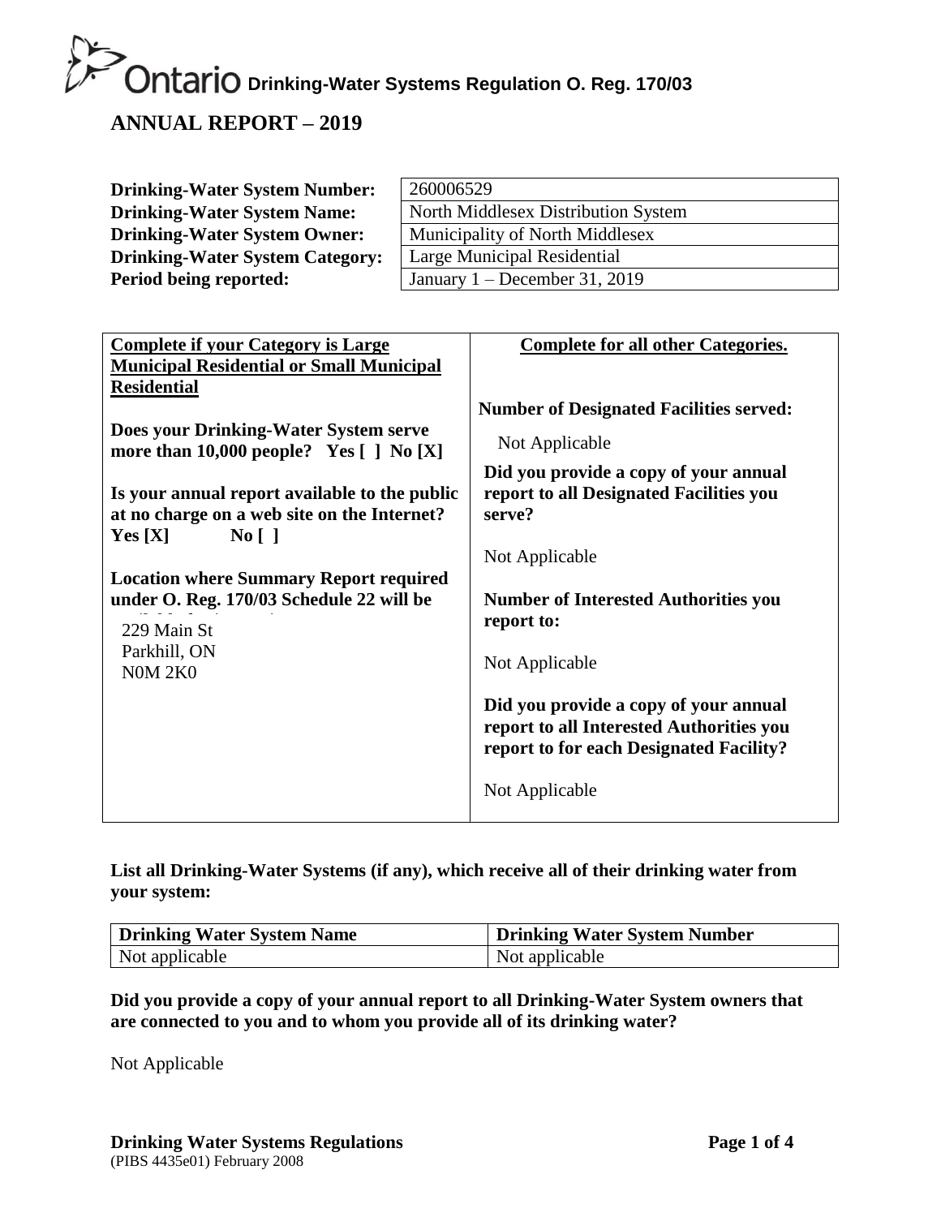Ontario **Drinking-Water Systems Regulation O. Reg. 170/03**

# ANNUAL REPORT – 2019

| | |
|---|---|
| **Drinking-Water System Number:** | 260006529 |
| **Drinking-Water System Name:** | North Middlesex Distribution System |
| **Drinking-Water System Owner:** | Municipality of North Middlesex |
| **Drinking-Water System Category:** | Large Municipal Residential |
| **Period being reported:** | January 1 – December 31, 2019 |

| **Complete if your Category is Large Municipal Residential or Small Municipal Residential** | **Complete for all other Categories.** |
|---|---|
| **Does your Drinking-Water System serve more than 10,000 people? Yes [ ] No [X]** | **Number of Designated Facilities served:** Not Applicable |
| **Is your annual report available to the public at no charge on a web site on the Internet? Yes [X] No [ ]** | **Did you provide a copy of your annual report to all Designated Facilities you serve?** Not Applicable |
| **Location where Summary Report required under O. Reg. 170/03 Schedule 22 will be available for inspection:** 229 Main St Parkhill, ON N0M 2K0 | **Number of Interested Authorities you report to:** Not Applicable |
| | **Did you provide a copy of your annual report to all Interested Authorities you report to for each Designated Facility?** Not Applicable |

**List all Drinking-Water Systems (if any), which receive all of their drinking water from your system:**

| Drinking Water System Name | Drinking Water System Number |
|---|---|
| Not applicable | Not applicable |

**Did you provide a copy of your annual report to all Drinking-Water System owners that are connected to you and to whom you provide all of its drinking water?**

Not Applicable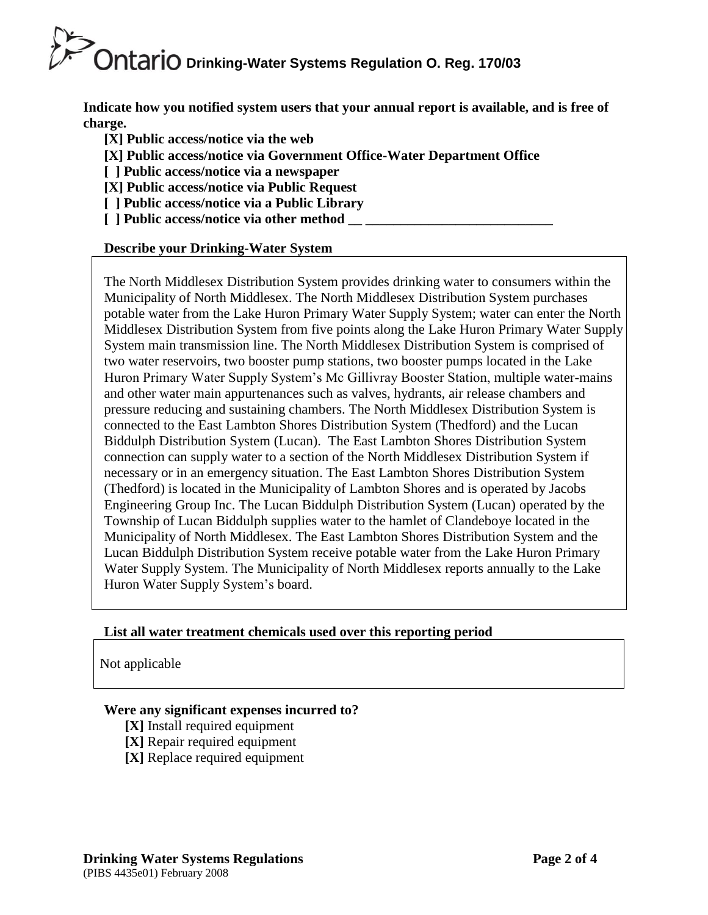**Indicate how you notified system users that your annual report is available, and is free of charge.**

**[X] Public access/notice via the web**
**[X] Public access/notice via Government Office-Water Department Office**
**[ ] Public access/notice via a newspaper**
**[X] Public access/notice via Public Request**
**[ ] Public access/notice via a Public Library**
**[ ] Public access/notice via other method __ ___________________________**

**Describe your Drinking-Water System**

The North Middlesex Distribution System provides drinking water to consumers within the Municipality of North Middlesex. The North Middlesex Distribution System purchases potable water from the Lake Huron Primary Water Supply System; water can enter the North Middlesex Distribution System from five points along the Lake Huron Primary Water Supply System main transmission line. The North Middlesex Distribution System is comprised of two water reservoirs, two booster pump stations, two booster pumps located in the Lake Huron Primary Water Supply System's Mc Gillivray Booster Station, multiple water-mains and other water main appurtenances such as valves, hydrants, air release chambers and pressure reducing and sustaining chambers. The North Middlesex Distribution System is connected to the East Lambton Shores Distribution System (Thedford) and the Lucan Biddulph Distribution System (Lucan). The East Lambton Shores Distribution System connection can supply water to a section of the North Middlesex Distribution System if necessary or in an emergency situation. The East Lambton Shores Distribution System (Thedford) is located in the Municipality of Lambton Shores and is operated by Jacobs Engineering Group Inc. The Lucan Biddulph Distribution System (Lucan) operated by the Township of Lucan Biddulph supplies water to the hamlet of Clandeboye located in the Municipality of North Middlesex. The East Lambton Shores Distribution System and the Lucan Biddulph Distribution System receive potable water from the Lake Huron Primary Water Supply System. The Municipality of North Middlesex reports annually to the Lake Huron Water Supply System's board.

**List all water treatment chemicals used over this reporting period**

Not applicable

**Were any significant expenses incurred to?**

**[X]** Install required equipment
**[X]** Repair required equipment
**[X]** Replace required equipment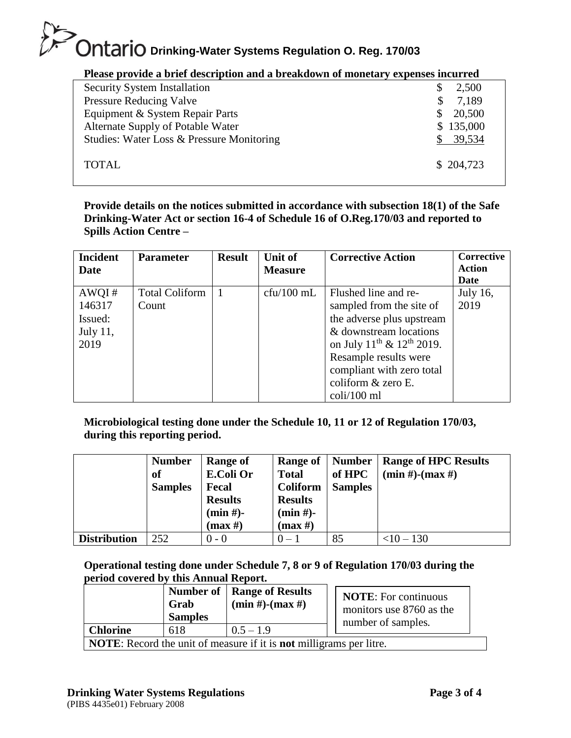**Please provide a brief description and a breakdown of monetary expenses incurred**

| | |
|---|---|
| Security System Installation | $ 2,500 |
| Pressure Reducing Valve | $ 7,189 |
| Equipment & System Repair Parts | $ 20,500 |
| Alternate Supply of Potable Water | $ 135,000 |
| Studies: Water Loss & Pressure Monitoring | $ 39,534 |
| TOTAL | $ 204,723 |

**Provide details on the notices submitted in accordance with subsection 18(1) of the Safe Drinking-Water Act or section 16-4 of Schedule 16 of O.Reg.170/03 and reported to Spills Action Centre –**

| Incident Date | Parameter | Result | Unit of Measure | Corrective Action | Corrective Action Date |
|---|---|---|---|---|---|
| AWQI # 146317 Issued: July 11, 2019 | Total Coliform Count | 1 | cfu/100 mL | Flushed line and re-sampled from the site of the adverse plus upstream & downstream locations on July 11th & 12th 2019. Resample results were compliant with zero total coliform & zero E. coli/100 ml | July 16, 2019 |

**Microbiological testing done under the Schedule 10, 11 or 12 of Regulation 170/03, during this reporting period.**

| | Number of Samples | Range of E.Coli Or Fecal Results (min #)-(max #) | Range of Total Coliform Results (min #)-(max #) | Number of HPC Samples | Range of HPC Results (min #)-(max #) |
|---|---|---|---|---|---|
| **Distribution** | 252 | 0 - 0 | 0 – 1 | 85 | <10 – 130 |

**Operational testing done under Schedule 7, 8 or 9 of Regulation 170/03 during the period covered by this Annual Report.**

| | Number of Grab Samples | Range of Results (min #)-(max #) |
|---|---|---|
| **Chlorine** | 618 | 0.5 – 1.9 |

**NOTE**: For continuous monitors use 8760 as the number of samples.

**NOTE**: Record the unit of measure if it is **not** milligrams per litre.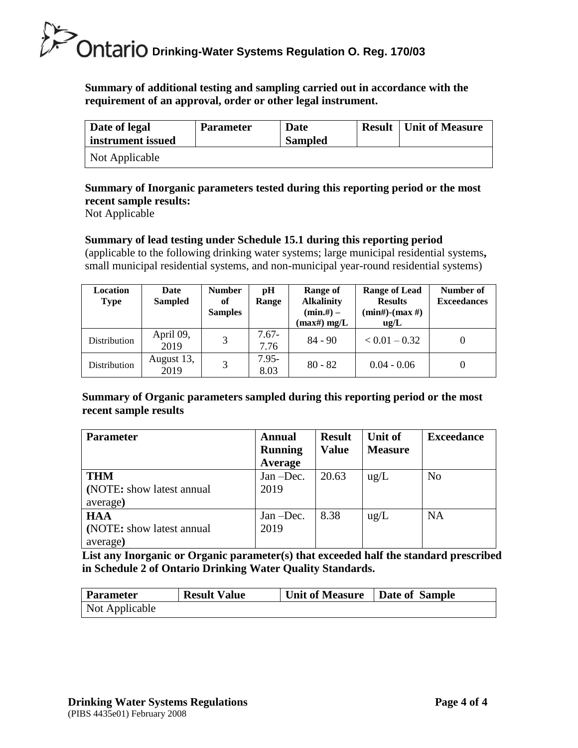Summary of additional testing and sampling carried out in accordance with the requirement of an approval, order or other legal instrument.

| Date of legal instrument issued | Parameter | Date Sampled | Result | Unit of Measure |
|---|---|---|---|---|
| Not Applicable | | | | |

**Summary of Inorganic parameters tested during this reporting period or the most recent sample results:**

Not Applicable

**Summary of lead testing under Schedule 15.1 during this reporting period**

(applicable to the following drinking water systems; large municipal residential systems**,** small municipal residential systems, and non-municipal year-round residential systems)

| Location Type | Date Sampled | Number of Samples | pH Range | Range of Alkalinity (min.#) – (max#) mg/L | Range of Lead Results (min#)-(max #) ug/L | Number of Exceedances |
|---|---|---|---|---|---|---|
| Distribution | April 09, 2019 | 3 | 7.67-7.76 | 84 - 90 | < 0.01 – 0.32 | 0 |
| Distribution | August 13, 2019 | 3 | 7.95-8.03 | 80 - 82 | 0.04 - 0.06 | 0 |

**Summary of Organic parameters sampled during this reporting period or the most recent sample results**

| Parameter | Annual Running Average | Result Value | Unit of Measure | Exceedance |
|---|---|---|---|---|
| **THM** **(**NOTE**:** show latest annual average**)** | Jan –Dec. 2019 | 20.63 | ug/L | No |
| **HAA** **(**NOTE**:** show latest annual average**)** | Jan –Dec. 2019 | 8.38 | ug/L | NA |

**List any Inorganic or Organic parameter(s) that exceeded half the standard prescribed in Schedule 2 of Ontario Drinking Water Quality Standards.**

| Parameter | Result Value | Unit of Measure | Date of Sample |
|---|---|---|---|
| Not Applicable | | | |